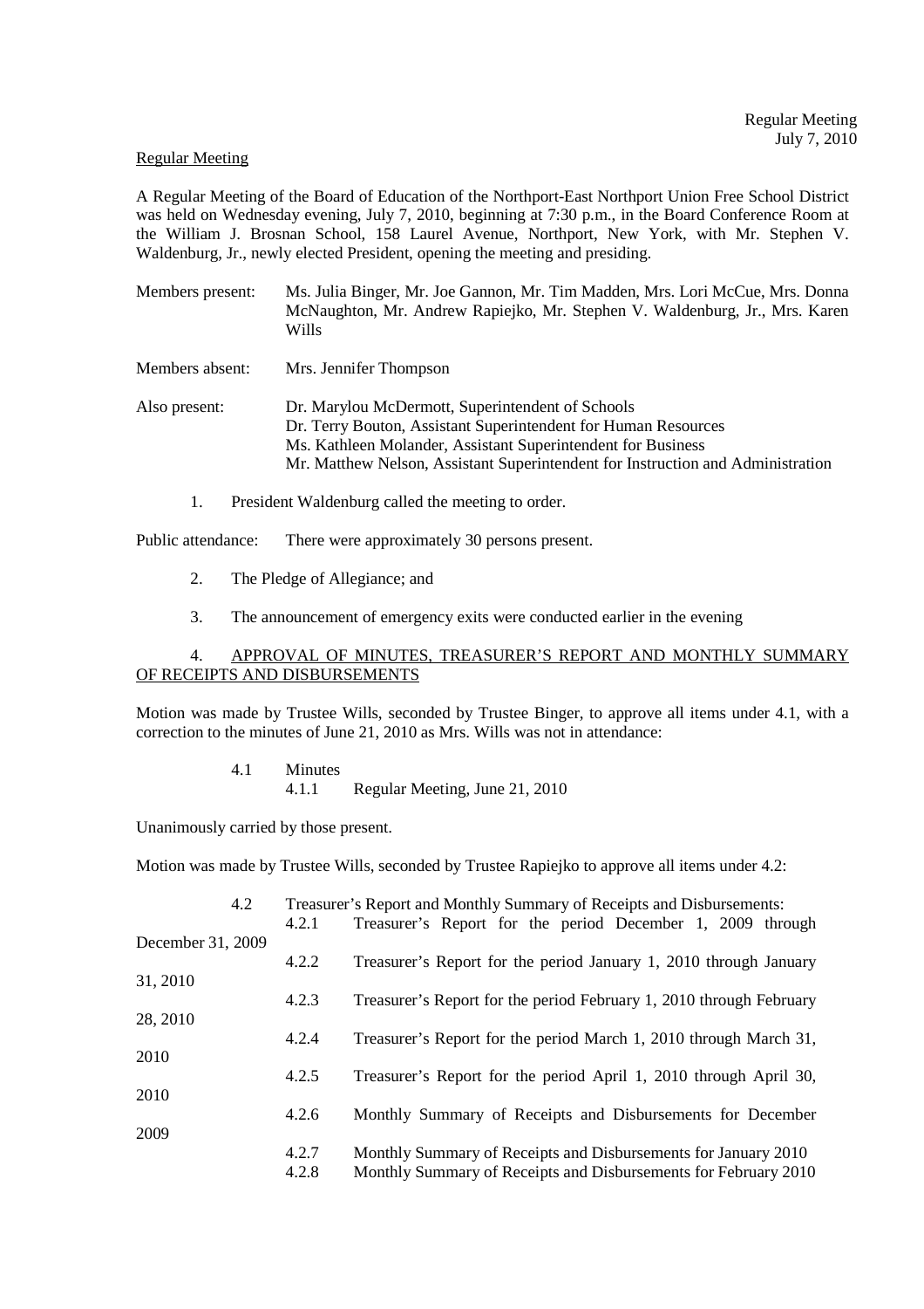Regular Meeting

A Regular Meeting of the Board of Education of the Northport-East Northport Union Free School District was held on Wednesday evening, July 7, 2010, beginning at 7:30 p.m., in the Board Conference Room at the William J. Brosnan School, 158 Laurel Avenue, Northport, New York, with Mr. Stephen V. Waldenburg, Jr., newly elected President, opening the meeting and presiding.

Members present: Ms. Julia Binger, Mr. Joe Gannon, Mr. Tim Madden, Mrs. Lori McCue, Mrs. Donna McNaughton, Mr. Andrew Rapiejko, Mr. Stephen V. Waldenburg, Jr., Mrs. Karen Wills

Members absent: Mrs. Jennifer Thompson

Also present: Dr. Marylou McDermott, Superintendent of Schools
Dr. Terry Bouton, Assistant Superintendent for Human Resources
Ms. Kathleen Molander, Assistant Superintendent for Business
Mr. Matthew Nelson, Assistant Superintendent for Instruction and Administration

1. President Waldenburg called the meeting to order.

Public attendance: There were approximately 30 persons present.

2. The Pledge of Allegiance; and

3. The announcement of emergency exits were conducted earlier in the evening

4. APPROVAL OF MINUTES, TREASURER'S REPORT AND MONTHLY SUMMARY OF RECEIPTS AND DISBURSEMENTS

Motion was made by Trustee Wills, seconded by Trustee Binger, to approve all items under 4.1, with a correction to the minutes of June 21, 2010 as Mrs. Wills was not in attendance:

4.1 Minutes
4.1.1 Regular Meeting, June 21, 2010

Unanimously carried by those present.

Motion was made by Trustee Wills, seconded by Trustee Rapiejko to approve all items under 4.2:

4.2 Treasurer's Report and Monthly Summary of Receipts and Disbursements:
4.2.1 Treasurer's Report for the period December 1, 2009 through December 31, 2009
4.2.2 Treasurer's Report for the period January 1, 2010 through January 31, 2010
4.2.3 Treasurer's Report for the period February 1, 2010 through February 28, 2010
4.2.4 Treasurer's Report for the period March 1, 2010 through March 31, 2010
4.2.5 Treasurer's Report for the period April 1, 2010 through April 30, 2010
4.2.6 Monthly Summary of Receipts and Disbursements for December 2009
4.2.7 Monthly Summary of Receipts and Disbursements for January 2010
4.2.8 Monthly Summary of Receipts and Disbursements for February 2010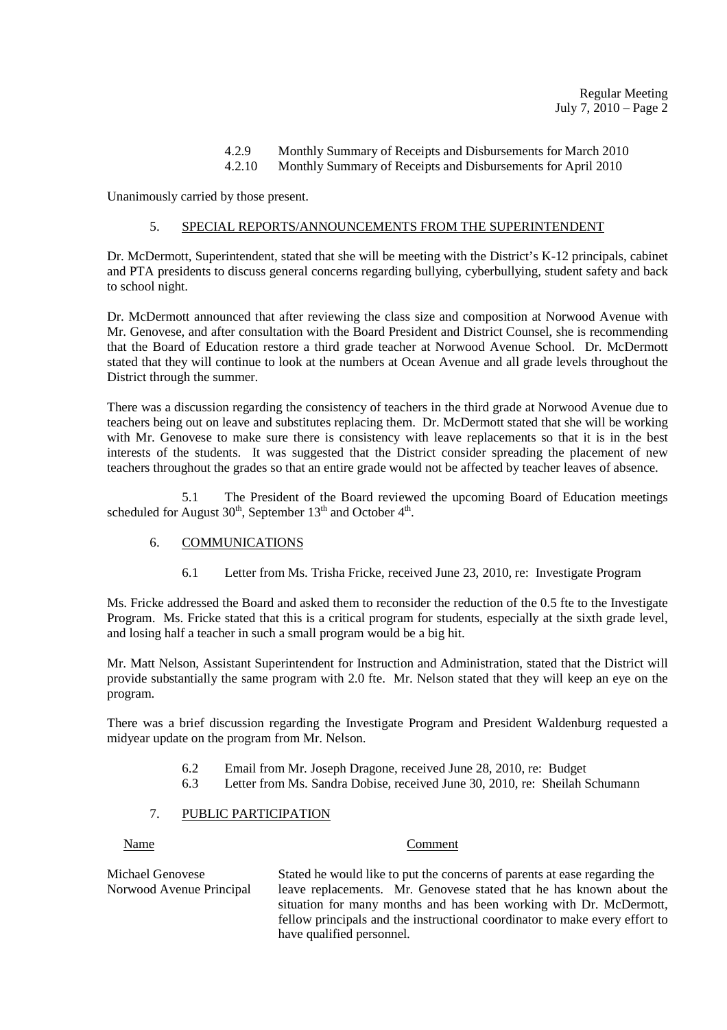4.2.9 Monthly Summary of Receipts and Disbursements for March 2010
4.2.10 Monthly Summary of Receipts and Disbursements for April 2010

Unanimously carried by those present.

## 5. SPECIAL REPORTS/ANNOUNCEMENTS FROM THE SUPERINTENDENT

Dr. McDermott, Superintendent, stated that she will be meeting with the District's K-12 principals, cabinet and PTA presidents to discuss general concerns regarding bullying, cyberbullying, student safety and back to school night.

Dr. McDermott announced that after reviewing the class size and composition at Norwood Avenue with Mr. Genovese, and after consultation with the Board President and District Counsel, she is recommending that the Board of Education restore a third grade teacher at Norwood Avenue School. Dr. McDermott stated that they will continue to look at the numbers at Ocean Avenue and all grade levels throughout the District through the summer.

There was a discussion regarding the consistency of teachers in the third grade at Norwood Avenue due to teachers being out on leave and substitutes replacing them. Dr. McDermott stated that she will be working with Mr. Genovese to make sure there is consistency with leave replacements so that it is in the best interests of the students. It was suggested that the District consider spreading the placement of new teachers throughout the grades so that an entire grade would not be affected by teacher leaves of absence.

5.1 The President of the Board reviewed the upcoming Board of Education meetings scheduled for August 30th, September 13th and October 4th.

## 6. COMMUNICATIONS

6.1 Letter from Ms. Trisha Fricke, received June 23, 2010, re: Investigate Program

Ms. Fricke addressed the Board and asked them to reconsider the reduction of the 0.5 fte to the Investigate Program. Ms. Fricke stated that this is a critical program for students, especially at the sixth grade level, and losing half a teacher in such a small program would be a big hit.

Mr. Matt Nelson, Assistant Superintendent for Instruction and Administration, stated that the District will provide substantially the same program with 2.0 fte. Mr. Nelson stated that they will keep an eye on the program.

There was a brief discussion regarding the Investigate Program and President Waldenburg requested a midyear update on the program from Mr. Nelson.

6.2 Email from Mr. Joseph Dragone, received June 28, 2010, re: Budget
6.3 Letter from Ms. Sandra Dobise, received June 30, 2010, re: Sheilah Schumann

## 7. PUBLIC PARTICIPATION

| Name | Comment |
|---|---|
| Michael Genovese<br>Norwood Avenue Principal | Stated he would like to put the concerns of parents at ease regarding the leave replacements. Mr. Genovese stated that he has known about the situation for many months and has been working with Dr. McDermott, fellow principals and the instructional coordinator to make every effort to have qualified personnel. |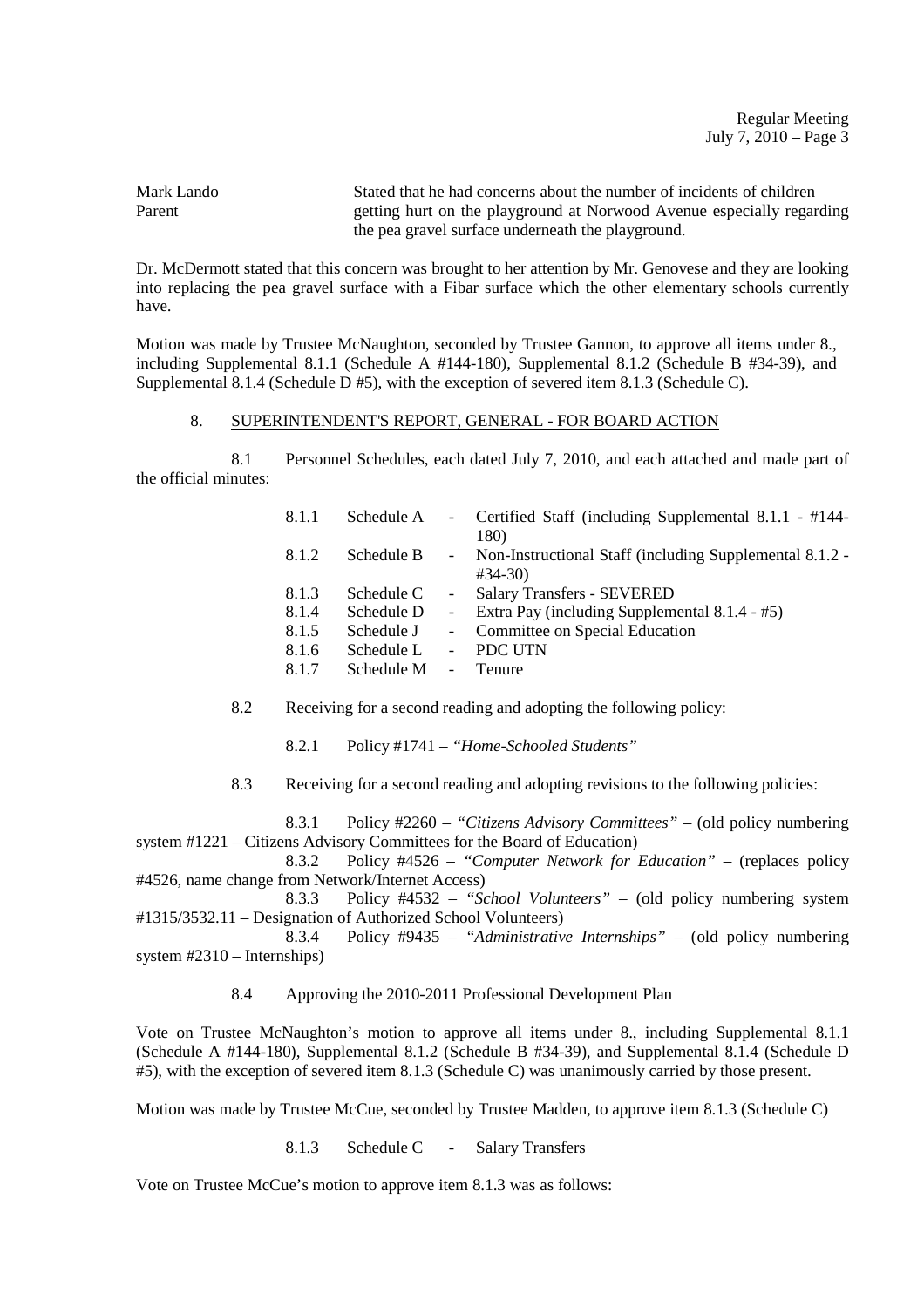Mark Lando
Parent

Stated that he had concerns about the number of incidents of children getting hurt on the playground at Norwood Avenue especially regarding the pea gravel surface underneath the playground.

Dr. McDermott stated that this concern was brought to her attention by Mr. Genovese and they are looking into replacing the pea gravel surface with a Fibar surface which the other elementary schools currently have.

Motion was made by Trustee McNaughton, seconded by Trustee Gannon, to approve all items under 8., including Supplemental 8.1.1 (Schedule A #144-180), Supplemental 8.1.2 (Schedule B #34-39), and Supplemental 8.1.4 (Schedule D #5), with the exception of severed item 8.1.3 (Schedule C).

8. SUPERINTENDENT'S REPORT, GENERAL - FOR BOARD ACTION

8.1 Personnel Schedules, each dated July 7, 2010, and each attached and made part of the official minutes:

| | | | |
|---|---|---|---|
| 8.1.1 | Schedule A | - | Certified Staff (including Supplemental 8.1.1 - #144-180) |
| 8.1.2 | Schedule B | - | Non-Instructional Staff (including Supplemental 8.1.2 - #34-30) |
| 8.1.3 | Schedule C | - | Salary Transfers - SEVERED |
| 8.1.4 | Schedule D | - | Extra Pay (including Supplemental 8.1.4 - #5) |
| 8.1.5 | Schedule J | - | Committee on Special Education |
| 8.1.6 | Schedule L | - | PDC UTN |
| 8.1.7 | Schedule M | - | Tenure |

8.2 Receiving for a second reading and adopting the following policy:

8.2.1 Policy #1741 – *"Home-Schooled Students"*

8.3 Receiving for a second reading and adopting revisions to the following policies:

8.3.1 Policy #2260 – *"Citizens Advisory Committees"* – (old policy numbering system #1221 – Citizens Advisory Committees for the Board of Education)

8.3.2 Policy #4526 – *"Computer Network for Education"* – (replaces policy #4526, name change from Network/Internet Access)

8.3.3 Policy #4532 – *"School Volunteers"* – (old policy numbering system #1315/3532.11 – Designation of Authorized School Volunteers)

8.3.4 Policy #9435 – *"Administrative Internships"* – (old policy numbering system #2310 – Internships)

8.4 Approving the 2010-2011 Professional Development Plan

Vote on Trustee McNaughton's motion to approve all items under 8., including Supplemental 8.1.1 (Schedule A #144-180), Supplemental 8.1.2 (Schedule B #34-39), and Supplemental 8.1.4 (Schedule D #5), with the exception of severed item 8.1.3 (Schedule C) was unanimously carried by those present.

Motion was made by Trustee McCue, seconded by Trustee Madden, to approve item 8.1.3 (Schedule C)

8.1.3 Schedule C - Salary Transfers

Vote on Trustee McCue's motion to approve item 8.1.3 was as follows: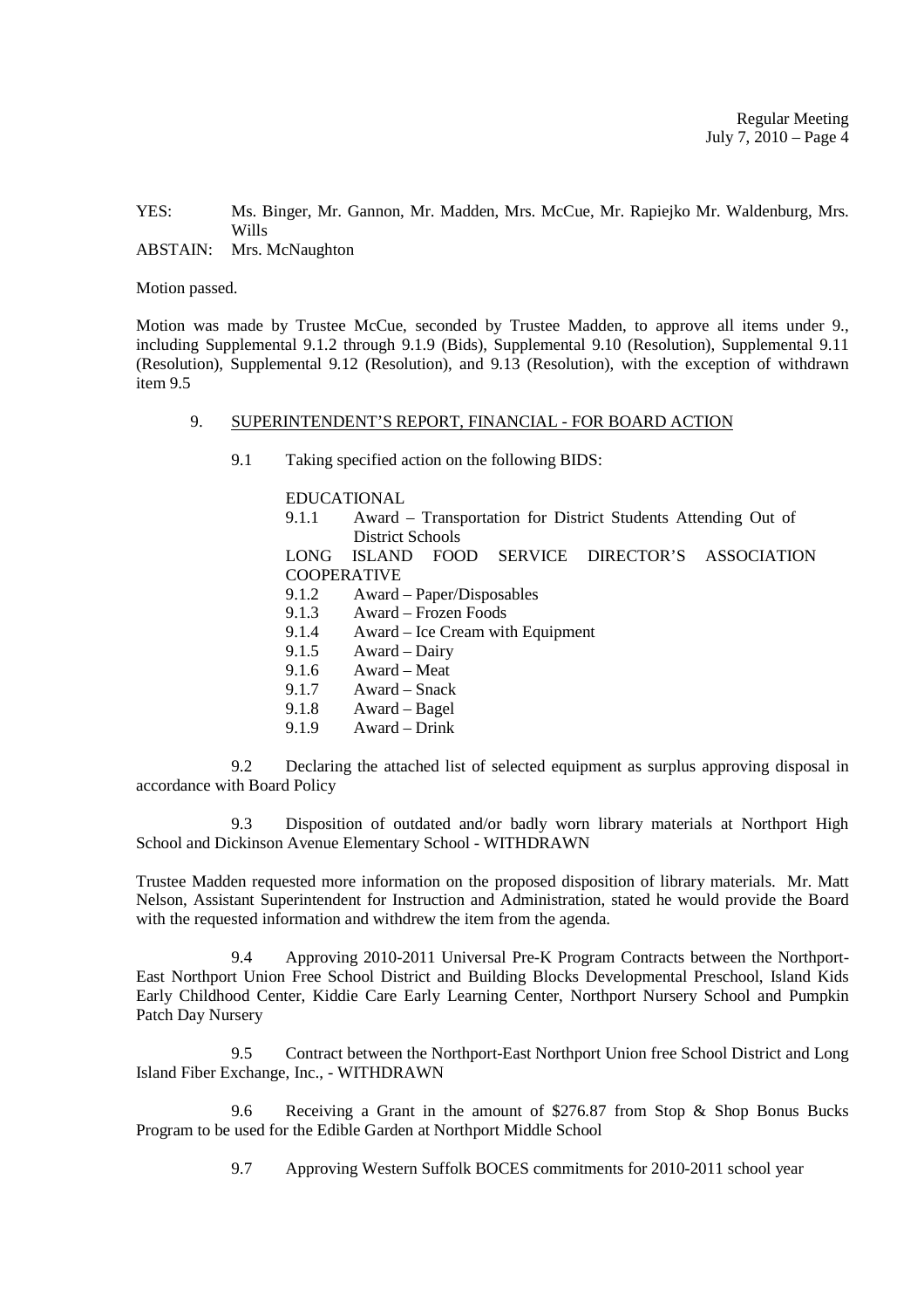YES: Ms. Binger, Mr. Gannon, Mr. Madden, Mrs. McCue, Mr. Rapiejko Mr. Waldenburg, Mrs. Wills
ABSTAIN: Mrs. McNaughton

Motion passed.

Motion was made by Trustee McCue, seconded by Trustee Madden, to approve all items under 9., including Supplemental 9.1.2 through 9.1.9 (Bids), Supplemental 9.10 (Resolution), Supplemental 9.11 (Resolution), Supplemental 9.12 (Resolution), and 9.13 (Resolution), with the exception of withdrawn item 9.5

9. SUPERINTENDENT'S REPORT, FINANCIAL - FOR BOARD ACTION

9.1 Taking specified action on the following BIDS:

EDUCATIONAL
9.1.1 Award – Transportation for District Students Attending Out of District Schools
LONG ISLAND FOOD SERVICE DIRECTOR'S ASSOCIATION COOPERATIVE
9.1.2 Award – Paper/Disposables
9.1.3 Award – Frozen Foods
9.1.4 Award – Ice Cream with Equipment
9.1.5 Award – Dairy
9.1.6 Award – Meat
9.1.7 Award – Snack
9.1.8 Award – Bagel
9.1.9 Award – Drink

9.2 Declaring the attached list of selected equipment as surplus approving disposal in accordance with Board Policy

9.3 Disposition of outdated and/or badly worn library materials at Northport High School and Dickinson Avenue Elementary School - WITHDRAWN

Trustee Madden requested more information on the proposed disposition of library materials. Mr. Matt Nelson, Assistant Superintendent for Instruction and Administration, stated he would provide the Board with the requested information and withdrew the item from the agenda.

9.4 Approving 2010-2011 Universal Pre-K Program Contracts between the Northport-East Northport Union Free School District and Building Blocks Developmental Preschool, Island Kids Early Childhood Center, Kiddie Care Early Learning Center, Northport Nursery School and Pumpkin Patch Day Nursery

9.5 Contract between the Northport-East Northport Union free School District and Long Island Fiber Exchange, Inc., - WITHDRAWN

9.6 Receiving a Grant in the amount of $276.87 from Stop & Shop Bonus Bucks Program to be used for the Edible Garden at Northport Middle School

9.7 Approving Western Suffolk BOCES commitments for 2010-2011 school year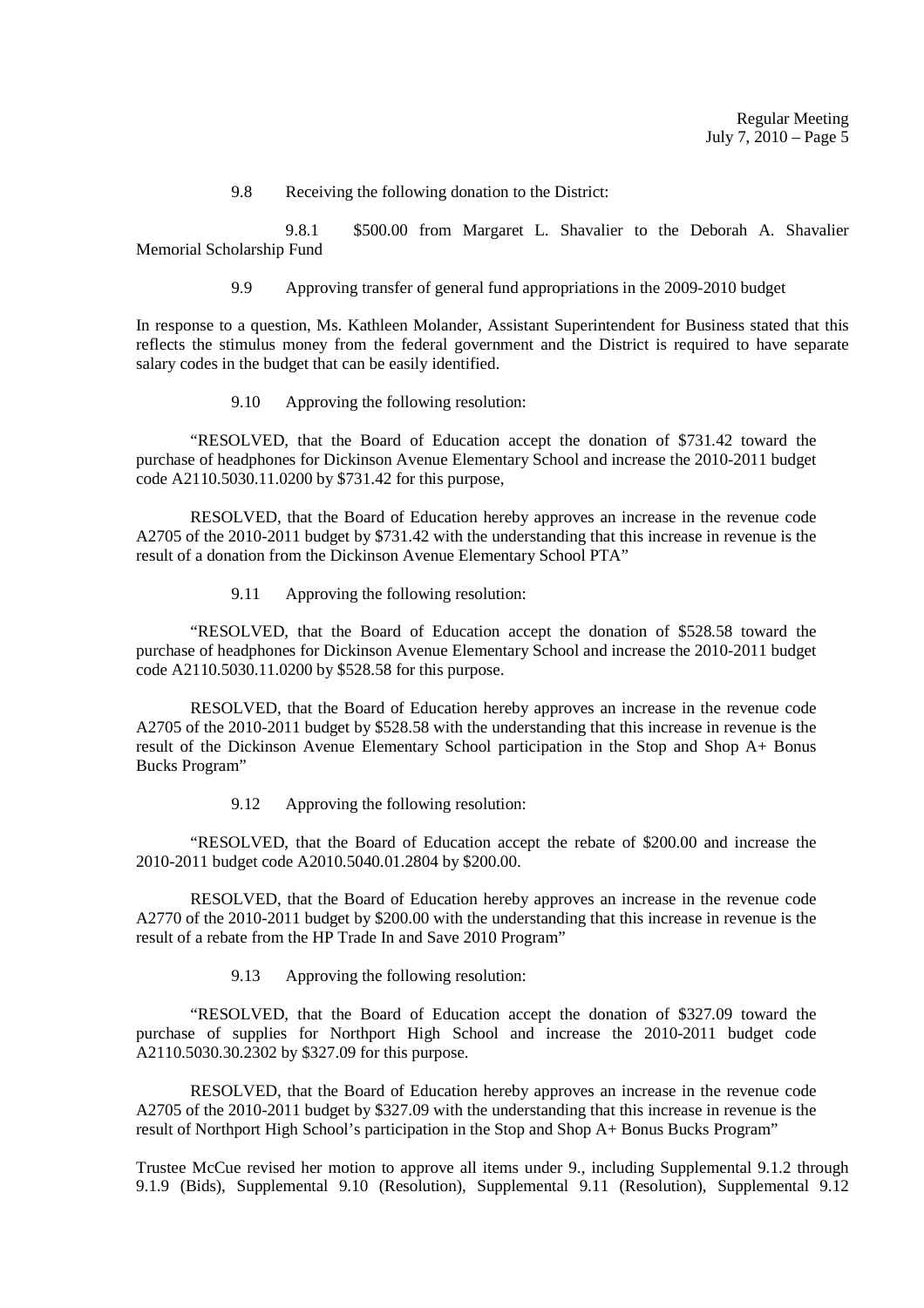9.8 Receiving the following donation to the District:

9.8.1 $500.00 from Margaret L. Shavalier to the Deborah A. Shavalier Memorial Scholarship Fund

9.9 Approving transfer of general fund appropriations in the 2009-2010 budget

In response to a question, Ms. Kathleen Molander, Assistant Superintendent for Business stated that this reflects the stimulus money from the federal government and the District is required to have separate salary codes in the budget that can be easily identified.

9.10 Approving the following resolution:

"RESOLVED, that the Board of Education accept the donation of $731.42 toward the purchase of headphones for Dickinson Avenue Elementary School and increase the 2010-2011 budget code A2110.5030.11.0200 by $731.42 for this purpose,

RESOLVED, that the Board of Education hereby approves an increase in the revenue code A2705 of the 2010-2011 budget by $731.42 with the understanding that this increase in revenue is the result of a donation from the Dickinson Avenue Elementary School PTA"

9.11 Approving the following resolution:

"RESOLVED, that the Board of Education accept the donation of $528.58 toward the purchase of headphones for Dickinson Avenue Elementary School and increase the 2010-2011 budget code A2110.5030.11.0200 by $528.58 for this purpose.

RESOLVED, that the Board of Education hereby approves an increase in the revenue code A2705 of the 2010-2011 budget by $528.58 with the understanding that this increase in revenue is the result of the Dickinson Avenue Elementary School participation in the Stop and Shop A+ Bonus Bucks Program"

9.12 Approving the following resolution:

"RESOLVED, that the Board of Education accept the rebate of $200.00 and increase the 2010-2011 budget code A2010.5040.01.2804 by $200.00.

RESOLVED, that the Board of Education hereby approves an increase in the revenue code A2770 of the 2010-2011 budget by $200.00 with the understanding that this increase in revenue is the result of a rebate from the HP Trade In and Save 2010 Program"

9.13 Approving the following resolution:

"RESOLVED, that the Board of Education accept the donation of $327.09 toward the purchase of supplies for Northport High School and increase the 2010-2011 budget code A2110.5030.30.2302 by $327.09 for this purpose.

RESOLVED, that the Board of Education hereby approves an increase in the revenue code A2705 of the 2010-2011 budget by $327.09 with the understanding that this increase in revenue is the result of Northport High School's participation in the Stop and Shop A+ Bonus Bucks Program"

Trustee McCue revised her motion to approve all items under 9., including Supplemental 9.1.2 through 9.1.9 (Bids), Supplemental 9.10 (Resolution), Supplemental 9.11 (Resolution), Supplemental 9.12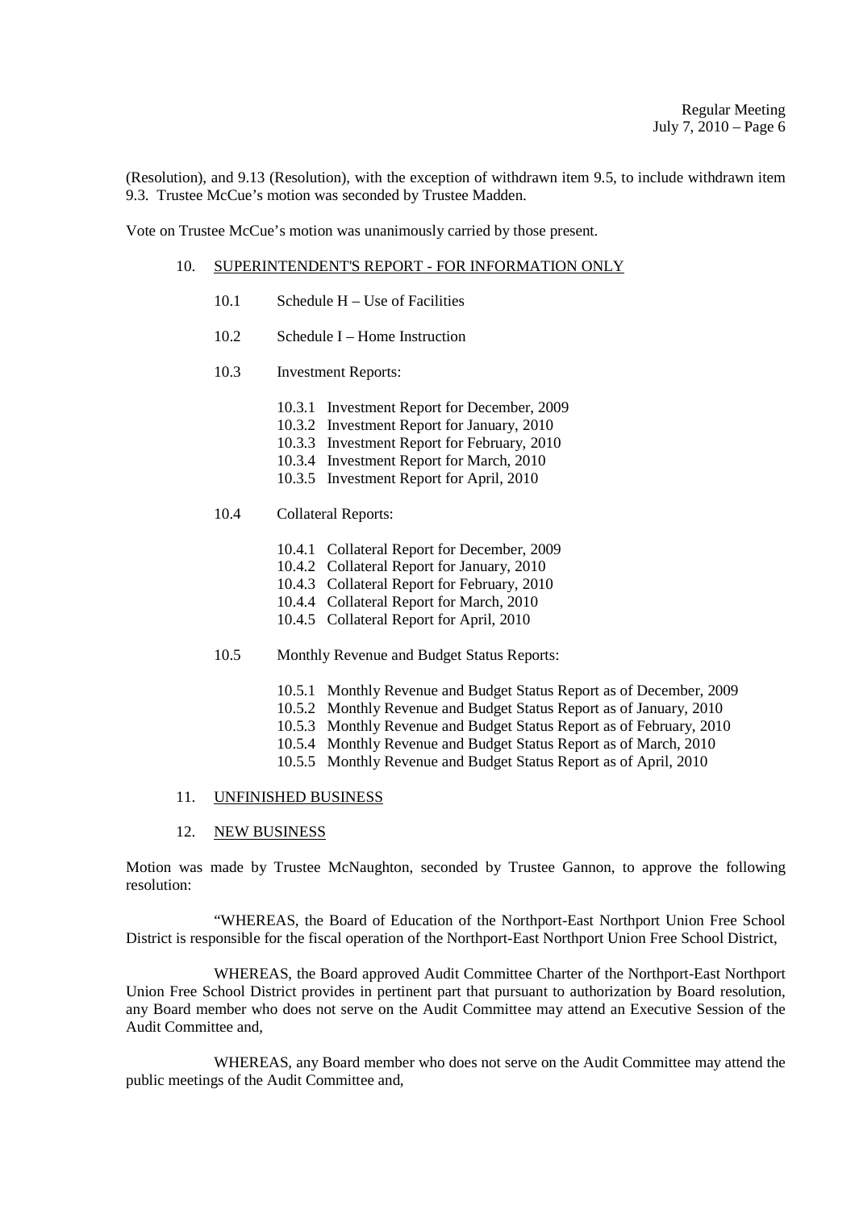(Resolution), and 9.13 (Resolution), with the exception of withdrawn item 9.5, to include withdrawn item 9.3. Trustee McCue's motion was seconded by Trustee Madden.

Vote on Trustee McCue's motion was unanimously carried by those present.

10. SUPERINTENDENT'S REPORT - FOR INFORMATION ONLY

   10.1 Schedule H – Use of Facilities

   10.2 Schedule I – Home Instruction

   10.3 Investment Reports:

      10.3.1 Investment Report for December, 2009
      10.3.2 Investment Report for January, 2010
      10.3.3 Investment Report for February, 2010
      10.3.4 Investment Report for March, 2010
      10.3.5 Investment Report for April, 2010

   10.4 Collateral Reports:

      10.4.1 Collateral Report for December, 2009
      10.4.2 Collateral Report for January, 2010
      10.4.3 Collateral Report for February, 2010
      10.4.4 Collateral Report for March, 2010
      10.4.5 Collateral Report for April, 2010

   10.5 Monthly Revenue and Budget Status Reports:

      10.5.1 Monthly Revenue and Budget Status Report as of December, 2009
      10.5.2 Monthly Revenue and Budget Status Report as of January, 2010
      10.5.3 Monthly Revenue and Budget Status Report as of February, 2010
      10.5.4 Monthly Revenue and Budget Status Report as of March, 2010
      10.5.5 Monthly Revenue and Budget Status Report as of April, 2010

11. UNFINISHED BUSINESS

12. NEW BUSINESS

Motion was made by Trustee McNaughton, seconded by Trustee Gannon, to approve the following resolution:

"WHEREAS, the Board of Education of the Northport-East Northport Union Free School District is responsible for the fiscal operation of the Northport-East Northport Union Free School District,

WHEREAS, the Board approved Audit Committee Charter of the Northport-East Northport Union Free School District provides in pertinent part that pursuant to authorization by Board resolution, any Board member who does not serve on the Audit Committee may attend an Executive Session of the Audit Committee and,

WHEREAS, any Board member who does not serve on the Audit Committee may attend the public meetings of the Audit Committee and,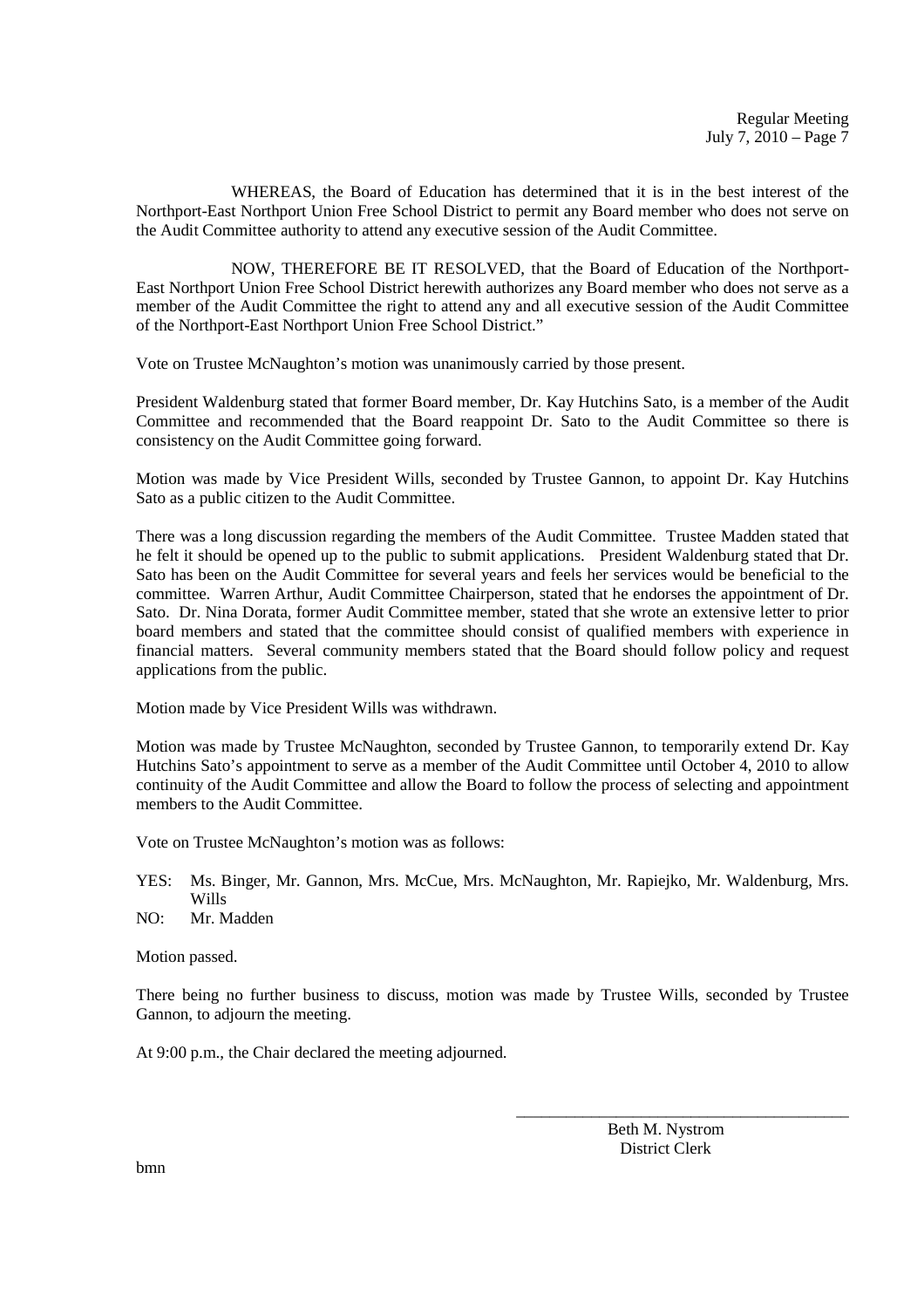WHEREAS, the Board of Education has determined that it is in the best interest of the Northport-East Northport Union Free School District to permit any Board member who does not serve on the Audit Committee authority to attend any executive session of the Audit Committee.

NOW, THEREFORE BE IT RESOLVED, that the Board of Education of the Northport-East Northport Union Free School District herewith authorizes any Board member who does not serve as a member of the Audit Committee the right to attend any and all executive session of the Audit Committee of the Northport-East Northport Union Free School District."

Vote on Trustee McNaughton's motion was unanimously carried by those present.

President Waldenburg stated that former Board member, Dr. Kay Hutchins Sato, is a member of the Audit Committee and recommended that the Board reappoint Dr. Sato to the Audit Committee so there is consistency on the Audit Committee going forward.

Motion was made by Vice President Wills, seconded by Trustee Gannon, to appoint Dr. Kay Hutchins Sato as a public citizen to the Audit Committee.

There was a long discussion regarding the members of the Audit Committee. Trustee Madden stated that he felt it should be opened up to the public to submit applications. President Waldenburg stated that Dr. Sato has been on the Audit Committee for several years and feels her services would be beneficial to the committee. Warren Arthur, Audit Committee Chairperson, stated that he endorses the appointment of Dr. Sato. Dr. Nina Dorata, former Audit Committee member, stated that she wrote an extensive letter to prior board members and stated that the committee should consist of qualified members with experience in financial matters. Several community members stated that the Board should follow policy and request applications from the public.

Motion made by Vice President Wills was withdrawn.

Motion was made by Trustee McNaughton, seconded by Trustee Gannon, to temporarily extend Dr. Kay Hutchins Sato's appointment to serve as a member of the Audit Committee until October 4, 2010 to allow continuity of the Audit Committee and allow the Board to follow the process of selecting and appointment members to the Audit Committee.

Vote on Trustee McNaughton's motion was as follows:

YES: Ms. Binger, Mr. Gannon, Mrs. McCue, Mrs. McNaughton, Mr. Rapiejko, Mr. Waldenburg, Mrs. Wills
NO: Mr. Madden

Motion passed.

There being no further business to discuss, motion was made by Trustee Wills, seconded by Trustee Gannon, to adjourn the meeting.

At 9:00 p.m., the Chair declared the meeting adjourned.

\_\_\_\_\_\_\_\_\_\_\_\_\_\_\_\_\_\_\_\_\_\_\_\_\_\_\_\_\_\_\_\_\_\_\_\_\_\_\_\_

Beth M. Nystrom
District Clerk

bmn